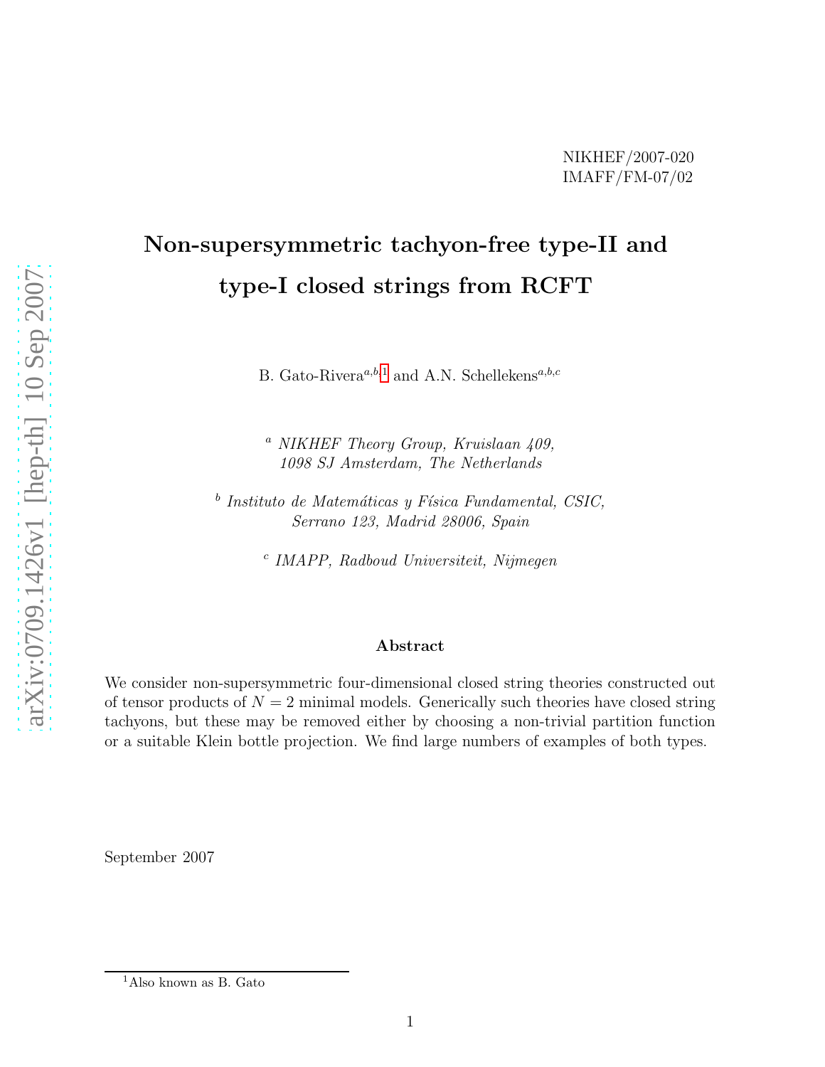NIKHEF/2007-020
IMAFF/FM-07/02

# Non-supersymmetric tachyon-free type-II and type-I closed strings from RCFT

B. Gato-Rivera[a,b,1] and A.N. Schellekens[a,b,c]

[a] *NIKHEF Theory Group, Kruislaan 409, 1098 SJ Amsterdam, The Netherlands*

[b] *Instituto de Matemáticas y Física Fundamental, CSIC, Serrano 123, Madrid 28006, Spain*

[c] *IMAPP, Radboud Universiteit, Nijmegen*

## Abstract

We consider non-supersymmetric four-dimensional closed string theories constructed out of tensor products of $N = 2$ minimal models. Generically such theories have closed string tachyons, but these may be removed either by choosing a non-trivial partition function or a suitable Klein bottle projection. We find large numbers of examples of both types.

September 2007

[1] Also known as B. Gato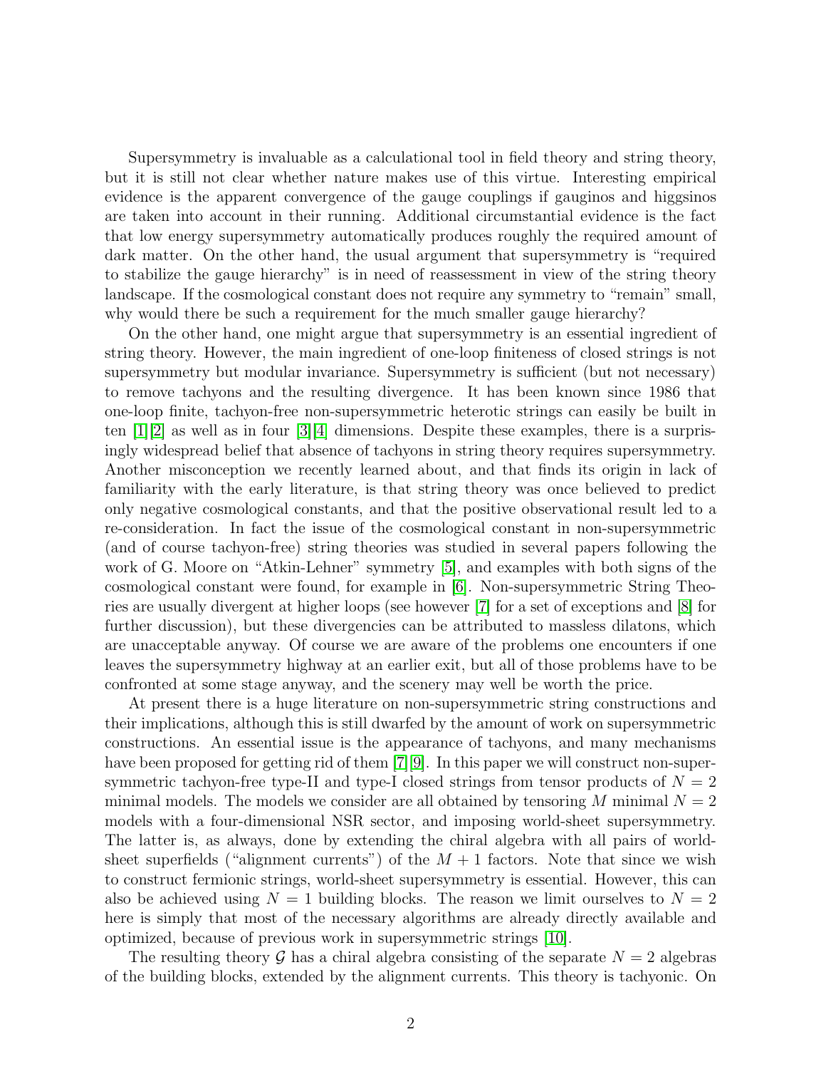Supersymmetry is invaluable as a calculational tool in field theory and string theory, but it is still not clear whether nature makes use of this virtue. Interesting empirical evidence is the apparent convergence of the gauge couplings if gauginos and higgsinos are taken into account in their running. Additional circumstantial evidence is the fact that low energy supersymmetry automatically produces roughly the required amount of dark matter. On the other hand, the usual argument that supersymmetry is "required to stabilize the gauge hierarchy" is in need of reassessment in view of the string theory landscape. If the cosmological constant does not require any symmetry to "remain" small, why would there be such a requirement for the much smaller gauge hierarchy?

On the other hand, one might argue that supersymmetry is an essential ingredient of string theory. However, the main ingredient of one-loop finiteness of closed strings is not supersymmetry but modular invariance. Supersymmetry is sufficient (but not necessary) to remove tachyons and the resulting divergence. It has been known since 1986 that one-loop finite, tachyon-free non-supersymmetric heterotic strings can easily be built in ten [1][2] as well as in four [3][4] dimensions. Despite these examples, there is a surprisingly widespread belief that absence of tachyons in string theory requires supersymmetry. Another misconception we recently learned about, and that finds its origin in lack of familiarity with the early literature, is that string theory was once believed to predict only negative cosmological constants, and that the positive observational result led to a re-consideration. In fact the issue of the cosmological constant in non-supersymmetric (and of course tachyon-free) string theories was studied in several papers following the work of G. Moore on "Atkin-Lehner" symmetry [5], and examples with both signs of the cosmological constant were found, for example in [6]. Non-supersymmetric String Theories are usually divergent at higher loops (see however [7] for a set of exceptions and [8] for further discussion), but these divergencies can be attributed to massless dilatons, which are unacceptable anyway. Of course we are aware of the problems one encounters if one leaves the supersymmetry highway at an earlier exit, but all of those problems have to be confronted at some stage anyway, and the scenery may well be worth the price.

At present there is a huge literature on non-supersymmetric string constructions and their implications, although this is still dwarfed by the amount of work on supersymmetric constructions. An essential issue is the appearance of tachyons, and many mechanisms have been proposed for getting rid of them [7][9]. In this paper we will construct non-supersymmetric tachyon-free type-II and type-I closed strings from tensor products of $N = 2$ minimal models. The models we consider are all obtained by tensoring $M$ minimal $N = 2$ models with a four-dimensional NSR sector, and imposing world-sheet supersymmetry. The latter is, as always, done by extending the chiral algebra with all pairs of world-sheet superfields ("alignment currents") of the $M + 1$ factors. Note that since we wish to construct fermionic strings, world-sheet supersymmetry is essential. However, this can also be achieved using $N = 1$ building blocks. The reason we limit ourselves to $N = 2$ here is simply that most of the necessary algorithms are already directly available and optimized, because of previous work in supersymmetric strings [10].

The resulting theory $\mathcal{G}$ has a chiral algebra consisting of the separate $N = 2$ algebras of the building blocks, extended by the alignment currents. This theory is tachyonic. On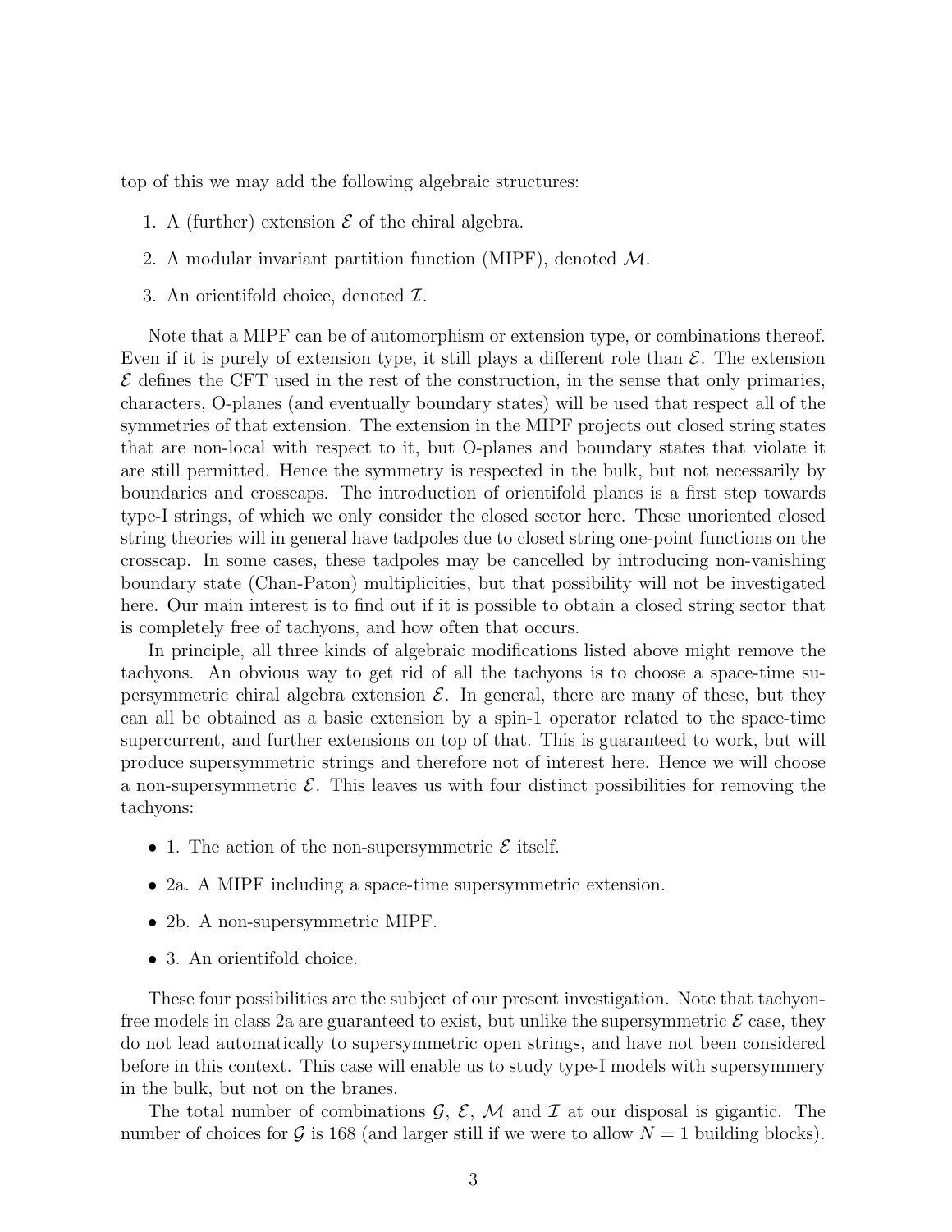top of this we may add the following algebraic structures:

1. A (further) extension $\mathcal{E}$ of the chiral algebra.
2. A modular invariant partition function (MIPF), denoted $\mathcal{M}$.
3. An orientifold choice, denoted $\mathcal{I}$.

Note that a MIPF can be of automorphism or extension type, or combinations thereof. Even if it is purely of extension type, it still plays a different role than $\mathcal{E}$. The extension $\mathcal{E}$ defines the CFT used in the rest of the construction, in the sense that only primaries, characters, O-planes (and eventually boundary states) will be used that respect all of the symmetries of that extension. The extension in the MIPF projects out closed string states that are non-local with respect to it, but O-planes and boundary states that violate it are still permitted. Hence the symmetry is respected in the bulk, but not necessarily by boundaries and crosscaps. The introduction of orientifold planes is a first step towards type-I strings, of which we only consider the closed sector here. These unoriented closed string theories will in general have tadpoles due to closed string one-point functions on the crosscap. In some cases, these tadpoles may be cancelled by introducing non-vanishing boundary state (Chan-Paton) multiplicities, but that possibility will not be investigated here. Our main interest is to find out if it is possible to obtain a closed string sector that is completely free of tachyons, and how often that occurs.

In principle, all three kinds of algebraic modifications listed above might remove the tachyons. An obvious way to get rid of all the tachyons is to choose a space-time supersymmetric chiral algebra extension $\mathcal{E}$. In general, there are many of these, but they can all be obtained as a basic extension by a spin-1 operator related to the space-time supercurrent, and further extensions on top of that. This is guaranteed to work, but will produce supersymmetric strings and therefore not of interest here. Hence we will choose a non-supersymmetric $\mathcal{E}$. This leaves us with four distinct possibilities for removing the tachyons:

- 1. The action of the non-supersymmetric $\mathcal{E}$ itself.
- 2a. A MIPF including a space-time supersymmetric extension.
- 2b. A non-supersymmetric MIPF.
- 3. An orientifold choice.

These four possibilities are the subject of our present investigation. Note that tachyon-free models in class 2a are guaranteed to exist, but unlike the supersymmetric $\mathcal{E}$ case, they do not lead automatically to supersymmetric open strings, and have not been considered before in this context. This case will enable us to study type-I models with supersymmery in the bulk, but not on the branes.

The total number of combinations $\mathcal{G}$, $\mathcal{E}$, $\mathcal{M}$ and $\mathcal{I}$ at our disposal is gigantic. The number of choices for $\mathcal{G}$ is 168 (and larger still if we were to allow $N = 1$ building blocks).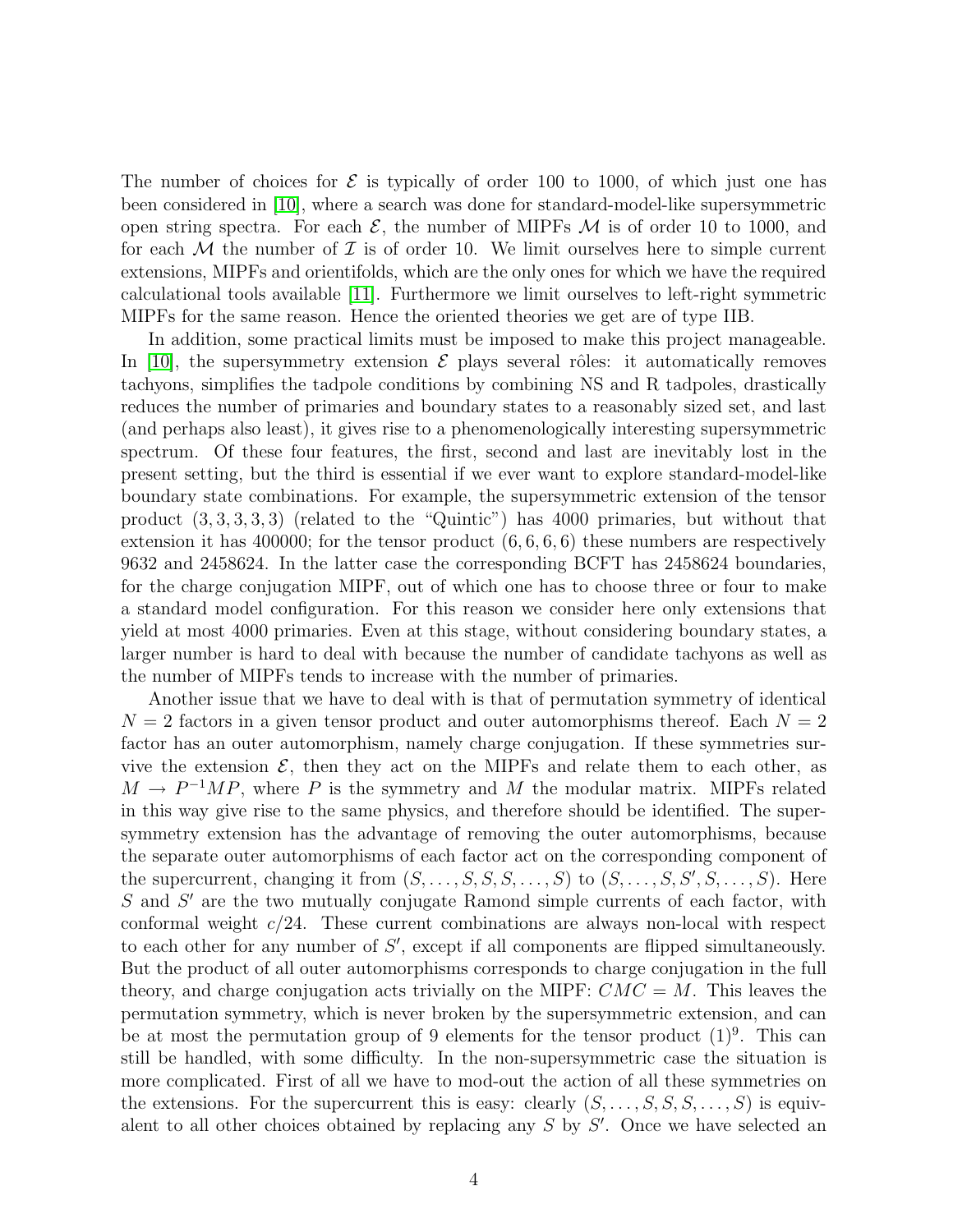The number of choices for $\mathcal{E}$ is typically of order 100 to 1000, of which just one has been considered in [10], where a search was done for standard-model-like supersymmetric open string spectra. For each $\mathcal{E}$, the number of MIPFs $\mathcal{M}$ is of order 10 to 1000, and for each $\mathcal{M}$ the number of $\mathcal{I}$ is of order 10. We limit ourselves here to simple current extensions, MIPFs and orientifolds, which are the only ones for which we have the required calculational tools available [11]. Furthermore we limit ourselves to left-right symmetric MIPFs for the same reason. Hence the oriented theories we get are of type IIB.

In addition, some practical limits must be imposed to make this project manageable. In [10], the supersymmetry extension $\mathcal{E}$ plays several rôles: it automatically removes tachyons, simplifies the tadpole conditions by combining NS and R tadpoles, drastically reduces the number of primaries and boundary states to a reasonably sized set, and last (and perhaps also least), it gives rise to a phenomenologically interesting supersymmetric spectrum. Of these four features, the first, second and last are inevitably lost in the present setting, but the third is essential if we ever want to explore standard-model-like boundary state combinations. For example, the supersymmetric extension of the tensor product $(3,3,3,3,3)$ (related to the "Quintic") has 4000 primaries, but without that extension it has 400000; for the tensor product $(6,6,6,6)$ these numbers are respectively 9632 and 2458624. In the latter case the corresponding BCFT has 2458624 boundaries, for the charge conjugation MIPF, out of which one has to choose three or four to make a standard model configuration. For this reason we consider here only extensions that yield at most 4000 primaries. Even at this stage, without considering boundary states, a larger number is hard to deal with because the number of candidate tachyons as well as the number of MIPFs tends to increase with the number of primaries.

Another issue that we have to deal with is that of permutation symmetry of identical $N=2$ factors in a given tensor product and outer automorphisms thereof. Each $N=2$ factor has an outer automorphism, namely charge conjugation. If these symmetries survive the extension $\mathcal{E}$, then they act on the MIPFs and relate them to each other, as $M \rightarrow P^{-1}MP$, where $P$ is the symmetry and $M$ the modular matrix. MIPFs related in this way give rise to the same physics, and therefore should be identified. The supersymmetry extension has the advantage of removing the outer automorphisms, because the separate outer automorphisms of each factor act on the corresponding component of the supercurrent, changing it from $(S,\ldots,S,S,S,\ldots,S)$ to $(S,\ldots,S,S',S,\ldots,S)$. Here $S$ and $S'$ are the two mutually conjugate Ramond simple currents of each factor, with conformal weight $c/24$. These current combinations are always non-local with respect to each other for any number of $S'$, except if all components are flipped simultaneously. But the product of all outer automorphisms corresponds to charge conjugation in the full theory, and charge conjugation acts trivially on the MIPF: $CMC=M$. This leaves the permutation symmetry, which is never broken by the supersymmetric extension, and can be at most the permutation group of 9 elements for the tensor product $(1)^9$. This can still be handled, with some difficulty. In the non-supersymmetric case the situation is more complicated. First of all we have to mod-out the action of all these symmetries on the extensions. For the supercurrent this is easy: clearly $(S,\ldots,S,S,S,\ldots,S)$ is equivalent to all other choices obtained by replacing any $S$ by $S'$. Once we have selected an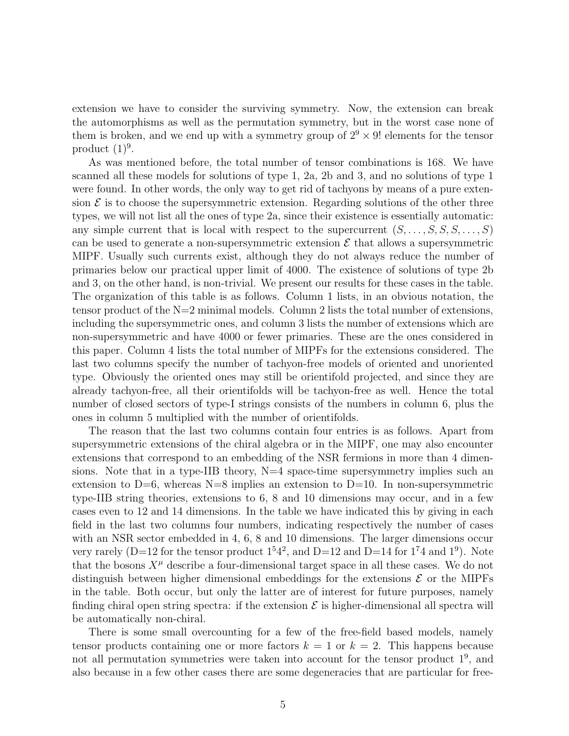extension we have to consider the surviving symmetry. Now, the extension can break the automorphisms as well as the permutation symmetry, but in the worst case none of them is broken, and we end up with a symmetry group of $2^9 \times 9!$ elements for the tensor product $(1)^9$.

As was mentioned before, the total number of tensor combinations is 168. We have scanned all these models for solutions of type 1, 2a, 2b and 3, and no solutions of type 1 were found. In other words, the only way to get rid of tachyons by means of a pure extension $\mathcal{E}$ is to choose the supersymmetric extension. Regarding solutions of the other three types, we will not list all the ones of type 2a, since their existence is essentially automatic: any simple current that is local with respect to the supercurrent $(S, \ldots, S, S, S, \ldots, S)$ can be used to generate a non-supersymmetric extension $\mathcal{E}$ that allows a supersymmetric MIPF. Usually such currents exist, although they do not always reduce the number of primaries below our practical upper limit of 4000. The existence of solutions of type 2b and 3, on the other hand, is non-trivial. We present our results for these cases in the table. The organization of this table is as follows. Column 1 lists, in an obvious notation, the tensor product of the N=2 minimal models. Column 2 lists the total number of extensions, including the supersymmetric ones, and column 3 lists the number of extensions which are non-supersymmetric and have 4000 or fewer primaries. These are the ones considered in this paper. Column 4 lists the total number of MIPFs for the extensions considered. The last two columns specify the number of tachyon-free models of oriented and unoriented type. Obviously the oriented ones may still be orientifold projected, and since they are already tachyon-free, all their orientifolds will be tachyon-free as well. Hence the total number of closed sectors of type-I strings consists of the numbers in column 6, plus the ones in column 5 multiplied with the number of orientifolds.

The reason that the last two columns contain four entries is as follows. Apart from supersymmetric extensions of the chiral algebra or in the MIPF, one may also encounter extensions that correspond to an embedding of the NSR fermions in more than 4 dimensions. Note that in a type-IIB theory, N=4 space-time supersymmetry implies such an extension to D=6, whereas N=8 implies an extension to D=10. In non-supersymmetric type-IIB string theories, extensions to 6, 8 and 10 dimensions may occur, and in a few cases even to 12 and 14 dimensions. In the table we have indicated this by giving in each field in the last two columns four numbers, indicating respectively the number of cases with an NSR sector embedded in 4, 6, 8 and 10 dimensions. The larger dimensions occur very rarely (D=12 for the tensor product $1^5 4^2$, and D=12 and D=14 for $1^7 4$ and $1^9$). Note that the bosons $X^\mu$ describe a four-dimensional target space in all these cases. We do not distinguish between higher dimensional embeddings for the extensions $\mathcal{E}$ or the MIPFs in the table. Both occur, but only the latter are of interest for future purposes, namely finding chiral open string spectra: if the extension $\mathcal{E}$ is higher-dimensional all spectra will be automatically non-chiral.

There is some small overcounting for a few of the free-field based models, namely tensor products containing one or more factors $k = 1$ or $k = 2$. This happens because not all permutation symmetries were taken into account for the tensor product $1^9$, and also because in a few other cases there are some degeneracies that are particular for free-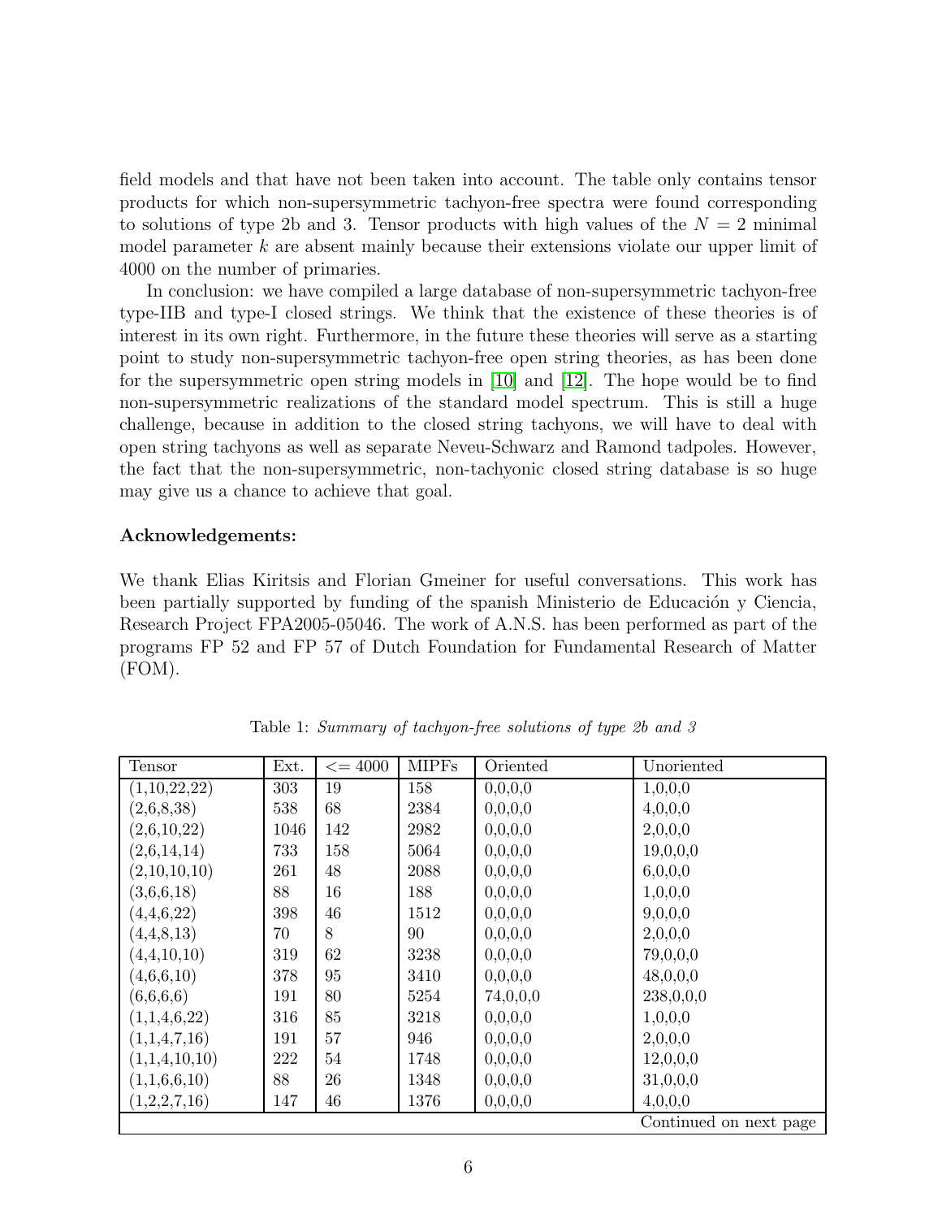field models and that have not been taken into account. The table only contains tensor products for which non-supersymmetric tachyon-free spectra were found corresponding to solutions of type 2b and 3. Tensor products with high values of the $N = 2$ minimal model parameter $k$ are absent mainly because their extensions violate our upper limit of 4000 on the number of primaries.

In conclusion: we have compiled a large database of non-supersymmetric tachyon-free type-IIB and type-I closed strings. We think that the existence of these theories is of interest in its own right. Furthermore, in the future these theories will serve as a starting point to study non-supersymmetric tachyon-free open string theories, as has been done for the supersymmetric open string models in [10] and [12]. The hope would be to find non-supersymmetric realizations of the standard model spectrum. This is still a huge challenge, because in addition to the closed string tachyons, we will have to deal with open string tachyons as well as separate Neveu-Schwarz and Ramond tadpoles. However, the fact that the non-supersymmetric, non-tachyonic closed string database is so huge may give us a chance to achieve that goal.

**Acknowledgements:**

We thank Elias Kiritsis and Florian Gmeiner for useful conversations. This work has been partially supported by funding of the spanish Ministerio de Educación y Ciencia, Research Project FPA2005-05046. The work of A.N.S. has been performed as part of the programs FP 52 and FP 57 of Dutch Foundation for Fundamental Research of Matter (FOM).

Table 1: *Summary of tachyon-free solutions of type 2b and 3*

| Tensor | Ext. | <= 4000 | MIPFs | Oriented | Unoriented |
|---|---|---|---|---|---|
| (1,10,22,22) | 303 | 19 | 158 | 0,0,0,0 | 1,0,0,0 |
| (2,6,8,38) | 538 | 68 | 2384 | 0,0,0,0 | 4,0,0,0 |
| (2,6,10,22) | 1046 | 142 | 2982 | 0,0,0,0 | 2,0,0,0 |
| (2,6,14,14) | 733 | 158 | 5064 | 0,0,0,0 | 19,0,0,0 |
| (2,10,10,10) | 261 | 48 | 2088 | 0,0,0,0 | 6,0,0,0 |
| (3,6,6,18) | 88 | 16 | 188 | 0,0,0,0 | 1,0,0,0 |
| (4,4,6,22) | 398 | 46 | 1512 | 0,0,0,0 | 9,0,0,0 |
| (4,4,8,13) | 70 | 8 | 90 | 0,0,0,0 | 2,0,0,0 |
| (4,4,10,10) | 319 | 62 | 3238 | 0,0,0,0 | 79,0,0,0 |
| (4,6,6,10) | 378 | 95 | 3410 | 0,0,0,0 | 48,0,0,0 |
| (6,6,6,6) | 191 | 80 | 5254 | 74,0,0,0 | 238,0,0,0 |
| (1,1,4,6,22) | 316 | 85 | 3218 | 0,0,0,0 | 1,0,0,0 |
| (1,1,4,7,16) | 191 | 57 | 946 | 0,0,0,0 | 2,0,0,0 |
| (1,1,4,10,10) | 222 | 54 | 1748 | 0,0,0,0 | 12,0,0,0 |
| (1,1,6,6,10) | 88 | 26 | 1348 | 0,0,0,0 | 31,0,0,0 |
| (1,2,2,7,16) | 147 | 46 | 1376 | 0,0,0,0 | 4,0,0,0 |
| | | | | | Continued on next page |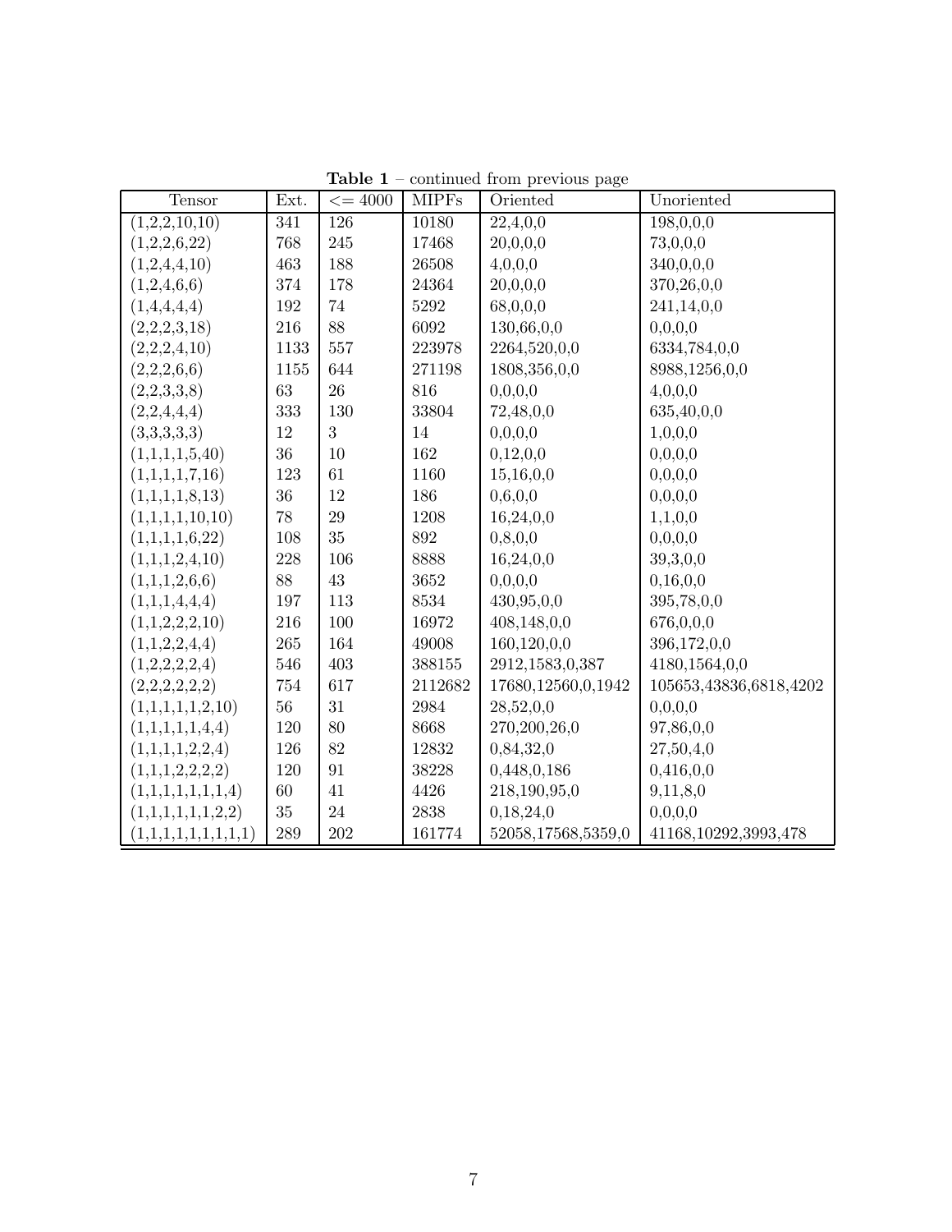**Table 1** – continued from previous page

| Tensor | Ext. | <= 4000 | MIPFs | Oriented | Unoriented |
|---|---|---|---|---|---|
| (1,2,2,10,10) | 341 | 126 | 10180 | 22,4,0,0 | 198,0,0,0 |
| (1,2,2,6,22) | 768 | 245 | 17468 | 20,0,0,0 | 73,0,0,0 |
| (1,2,4,4,10) | 463 | 188 | 26508 | 4,0,0,0 | 340,0,0,0 |
| (1,2,4,6,6) | 374 | 178 | 24364 | 20,0,0,0 | 370,26,0,0 |
| (1,4,4,4,4) | 192 | 74 | 5292 | 68,0,0,0 | 241,14,0,0 |
| (2,2,2,3,18) | 216 | 88 | 6092 | 130,66,0,0 | 0,0,0,0 |
| (2,2,2,4,10) | 1133 | 557 | 223978 | 2264,520,0,0 | 6334,784,0,0 |
| (2,2,2,6,6) | 1155 | 644 | 271198 | 1808,356,0,0 | 8988,1256,0,0 |
| (2,2,3,3,8) | 63 | 26 | 816 | 0,0,0,0 | 4,0,0,0 |
| (2,2,4,4,4) | 333 | 130 | 33804 | 72,48,0,0 | 635,40,0,0 |
| (3,3,3,3,3) | 12 | 3 | 14 | 0,0,0,0 | 1,0,0,0 |
| (1,1,1,1,5,40) | 36 | 10 | 162 | 0,12,0,0 | 0,0,0,0 |
| (1,1,1,1,7,16) | 123 | 61 | 1160 | 15,16,0,0 | 0,0,0,0 |
| (1,1,1,1,8,13) | 36 | 12 | 186 | 0,6,0,0 | 0,0,0,0 |
| (1,1,1,1,10,10) | 78 | 29 | 1208 | 16,24,0,0 | 1,1,0,0 |
| (1,1,1,1,6,22) | 108 | 35 | 892 | 0,8,0,0 | 0,0,0,0 |
| (1,1,1,2,4,10) | 228 | 106 | 8888 | 16,24,0,0 | 39,3,0,0 |
| (1,1,1,2,6,6) | 88 | 43 | 3652 | 0,0,0,0 | 0,16,0,0 |
| (1,1,1,4,4,4) | 197 | 113 | 8534 | 430,95,0,0 | 395,78,0,0 |
| (1,1,2,2,2,10) | 216 | 100 | 16972 | 408,148,0,0 | 676,0,0,0 |
| (1,1,2,2,4,4) | 265 | 164 | 49008 | 160,120,0,0 | 396,172,0,0 |
| (1,2,2,2,2,4) | 546 | 403 | 388155 | 2912,1583,0,387 | 4180,1564,0,0 |
| (2,2,2,2,2,2) | 754 | 617 | 2112682 | 17680,12560,0,1942 | 105653,43836,6818,4202 |
| (1,1,1,1,1,2,10) | 56 | 31 | 2984 | 28,52,0,0 | 0,0,0,0 |
| (1,1,1,1,1,4,4) | 120 | 80 | 8668 | 270,200,26,0 | 97,86,0,0 |
| (1,1,1,1,2,2,4) | 126 | 82 | 12832 | 0,84,32,0 | 27,50,4,0 |
| (1,1,1,2,2,2,2) | 120 | 91 | 38228 | 0,448,0,186 | 0,416,0,0 |
| (1,1,1,1,1,1,1,4) | 60 | 41 | 4426 | 218,190,95,0 | 9,11,8,0 |
| (1,1,1,1,1,1,2,2) | 35 | 24 | 2838 | 0,18,24,0 | 0,0,0,0 |
| (1,1,1,1,1,1,1,1,1) | 289 | 202 | 161774 | 52058,17568,5359,0 | 41168,10292,3993,478 |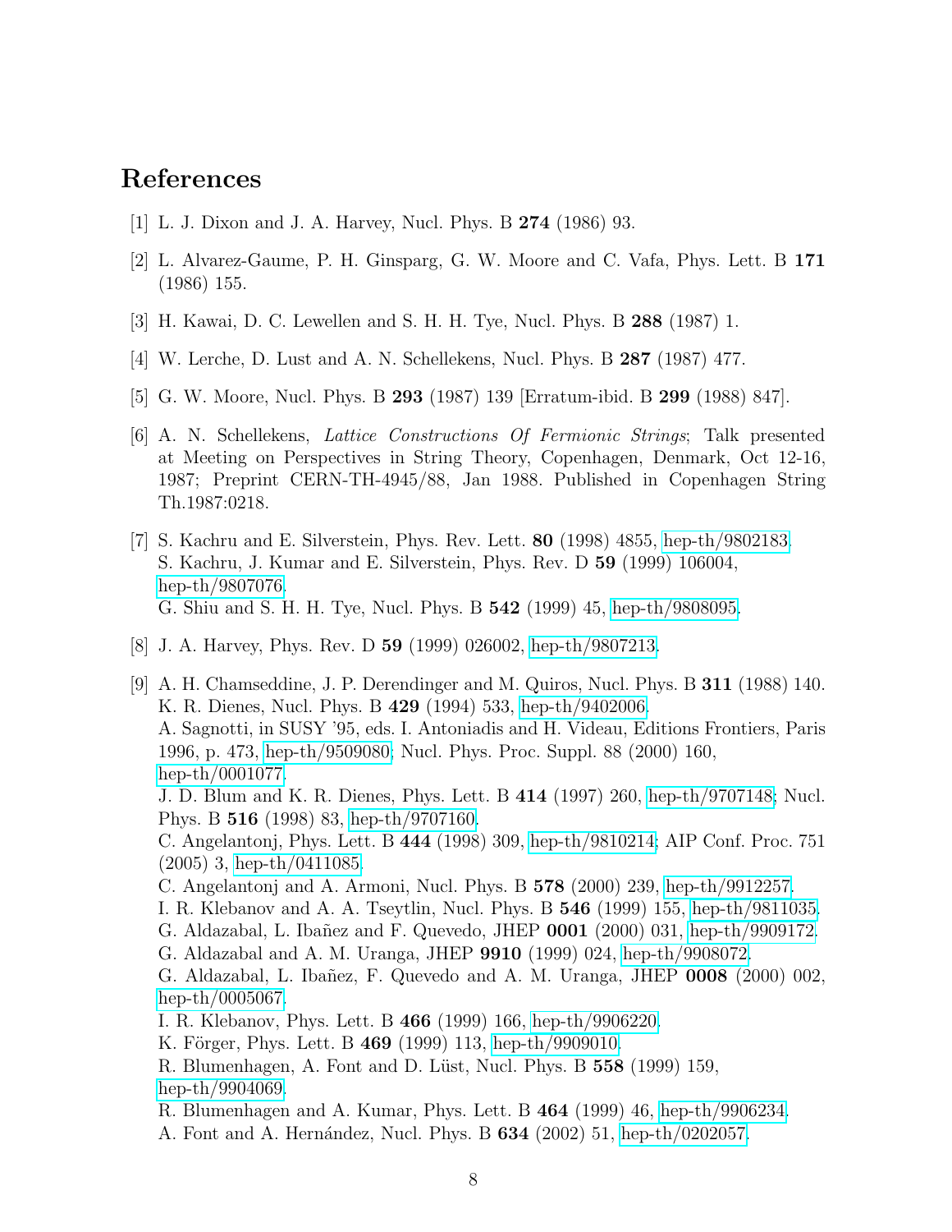# References

[1] L. J. Dixon and J. A. Harvey, Nucl. Phys. B **274** (1986) 93.

[2] L. Alvarez-Gaume, P. H. Ginsparg, G. W. Moore and C. Vafa, Phys. Lett. B **171** (1986) 155.

[3] H. Kawai, D. C. Lewellen and S. H. H. Tye, Nucl. Phys. B **288** (1987) 1.

[4] W. Lerche, D. Lust and A. N. Schellekens, Nucl. Phys. B **287** (1987) 477.

[5] G. W. Moore, Nucl. Phys. B **293** (1987) 139 [Erratum-ibid. B **299** (1988) 847].

[6] A. N. Schellekens, *Lattice Constructions Of Fermionic Strings*; Talk presented at Meeting on Perspectives in String Theory, Copenhagen, Denmark, Oct 12-16, 1987; Preprint CERN-TH-4945/88, Jan 1988. Published in Copenhagen String Th.1987:0218.

[7] S. Kachru and E. Silverstein, Phys. Rev. Lett. **80** (1998) 4855, hep-th/9802183.
S. Kachru, J. Kumar and E. Silverstein, Phys. Rev. D **59** (1999) 106004, hep-th/9807076.
G. Shiu and S. H. H. Tye, Nucl. Phys. B **542** (1999) 45, hep-th/9808095.

[8] J. A. Harvey, Phys. Rev. D **59** (1999) 026002, hep-th/9807213.

[9] A. H. Chamseddine, J. P. Derendinger and M. Quiros, Nucl. Phys. B **311** (1988) 140.
K. R. Dienes, Nucl. Phys. B **429** (1994) 533, hep-th/9402006.
A. Sagnotti, in SUSY '95, eds. I. Antoniadis and H. Videau, Editions Frontiers, Paris 1996, p. 473, hep-th/9509080; Nucl. Phys. Proc. Suppl. 88 (2000) 160, hep-th/0001077.
J. D. Blum and K. R. Dienes, Phys. Lett. B **414** (1997) 260, hep-th/9707148; Nucl. Phys. B **516** (1998) 83, hep-th/9707160.
C. Angelantonj, Phys. Lett. B **444** (1998) 309, hep-th/9810214; AIP Conf. Proc. 751 (2005) 3, hep-th/0411085.
C. Angelantonj and A. Armoni, Nucl. Phys. B **578** (2000) 239, hep-th/9912257.
I. R. Klebanov and A. A. Tseytlin, Nucl. Phys. B **546** (1999) 155, hep-th/9811035.
G. Aldazabal, L. Ibañez and F. Quevedo, JHEP **0001** (2000) 031, hep-th/9909172.
G. Aldazabal and A. M. Uranga, JHEP **9910** (1999) 024, hep-th/9908072.
G. Aldazabal, L. Ibañez, F. Quevedo and A. M. Uranga, JHEP **0008** (2000) 002, hep-th/0005067.
I. R. Klebanov, Phys. Lett. B **466** (1999) 166, hep-th/9906220.
K. Förger, Phys. Lett. B **469** (1999) 113, hep-th/9909010.
R. Blumenhagen, A. Font and D. Lüst, Nucl. Phys. B **558** (1999) 159, hep-th/9904069.
R. Blumenhagen and A. Kumar, Phys. Lett. B **464** (1999) 46, hep-th/9906234.
A. Font and A. Hernández, Nucl. Phys. B **634** (2002) 51, hep-th/0202057.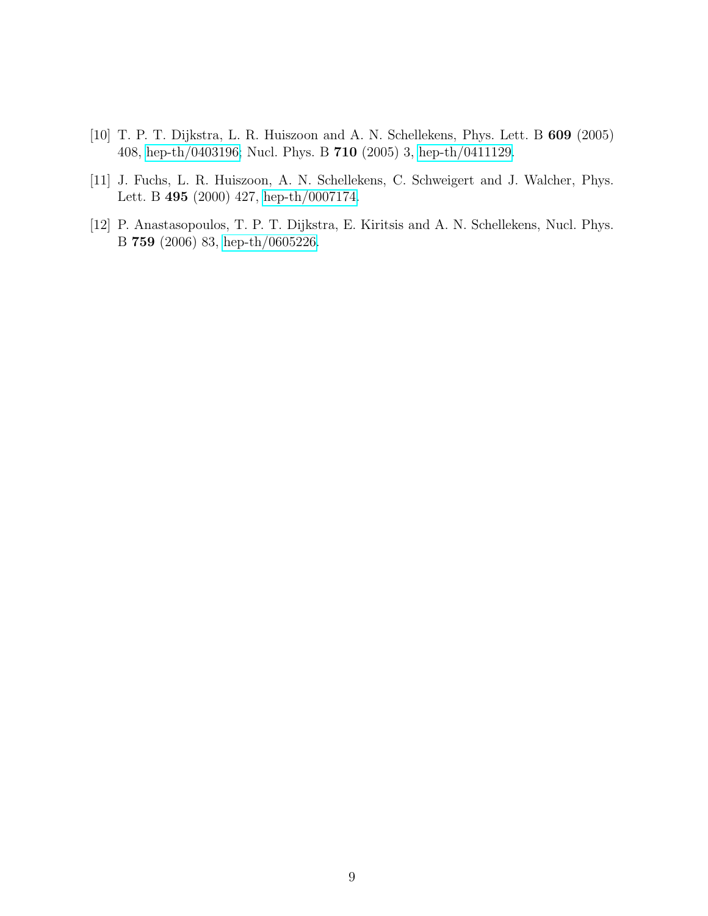[10] T. P. T. Dijkstra, L. R. Huiszoon and A. N. Schellekens, Phys. Lett. B **609** (2005) 408, hep-th/0403196; Nucl. Phys. B **710** (2005) 3, hep-th/0411129.

[11] J. Fuchs, L. R. Huiszoon, A. N. Schellekens, C. Schweigert and J. Walcher, Phys. Lett. B **495** (2000) 427, hep-th/0007174.

[12] P. Anastasopoulos, T. P. T. Dijkstra, E. Kiritsis and A. N. Schellekens, Nucl. Phys. B **759** (2006) 83, hep-th/0605226.